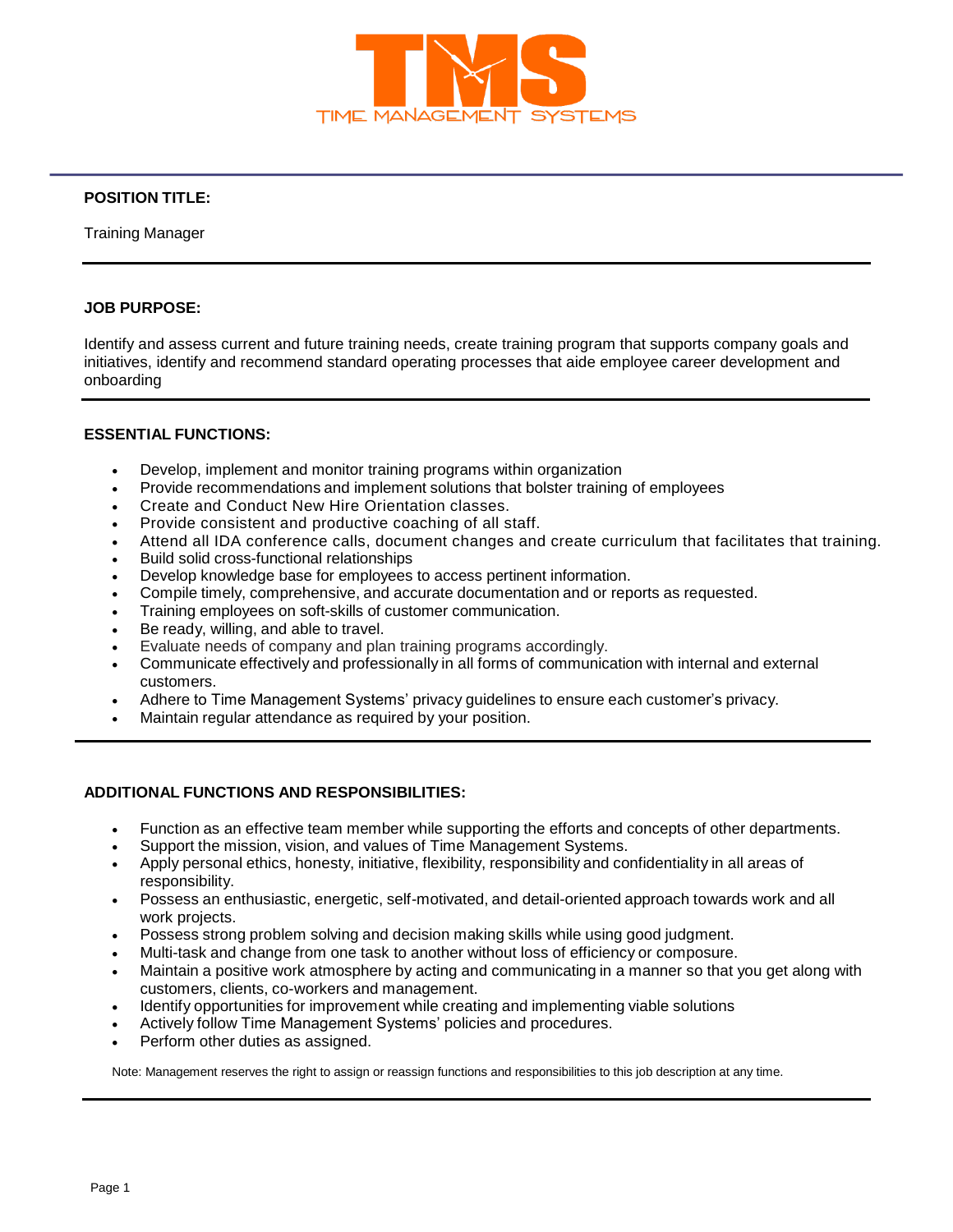TMS

TIME MANAGEMENT SYSTEMS

**POSITION TITLE:**

Training Manager

---

**JOB PURPOSE:**

Identify and assess current and future training needs, create training program that supports company goals and initiatives, identify and recommend standard operating processes that aide employee career development and onboarding

---

**ESSENTIAL FUNCTIONS:**

- Develop, implement and monitor training programs within organization
- Provide recommendations and implement solutions that bolster training of employees
- Create and Conduct New Hire Orientation classes.
- Provide consistent and productive coaching of all staff.
- Attend all IDA conference calls, document changes and create curriculum that facilitates that training.
- Build solid cross-functional relationships
- Develop knowledge base for employees to access pertinent information.
- Compile timely, comprehensive, and accurate documentation and or reports as requested.
- Training employees on soft-skills of customer communication.
- Be ready, willing, and able to travel.
- Evaluate needs of company and plan training programs accordingly.
- Communicate effectively and professionally in all forms of communication with internal and external customers.
- Adhere to Time Management Systems' privacy guidelines to ensure each customer's privacy.
- Maintain regular attendance as required by your position.

---

**ADDITIONAL FUNCTIONS AND RESPONSIBILITIES:**

- Function as an effective team member while supporting the efforts and concepts of other departments.
- Support the mission, vision, and values of Time Management Systems.
- Apply personal ethics, honesty, initiative, flexibility, responsibility and confidentiality in all areas of responsibility.
- Possess an enthusiastic, energetic, self-motivated, and detail-oriented approach towards work and all work projects.
- Possess strong problem solving and decision making skills while using good judgment.
- Multi-task and change from one task to another without loss of efficiency or composure.
- Maintain a positive work atmosphere by acting and communicating in a manner so that you get along with customers, clients, co-workers and management.
- Identify opportunities for improvement while creating and implementing viable solutions
- Actively follow Time Management Systems' policies and procedures.
- Perform other duties as assigned.

Note: Management reserves the right to assign or reassign functions and responsibilities to this job description at any time.

---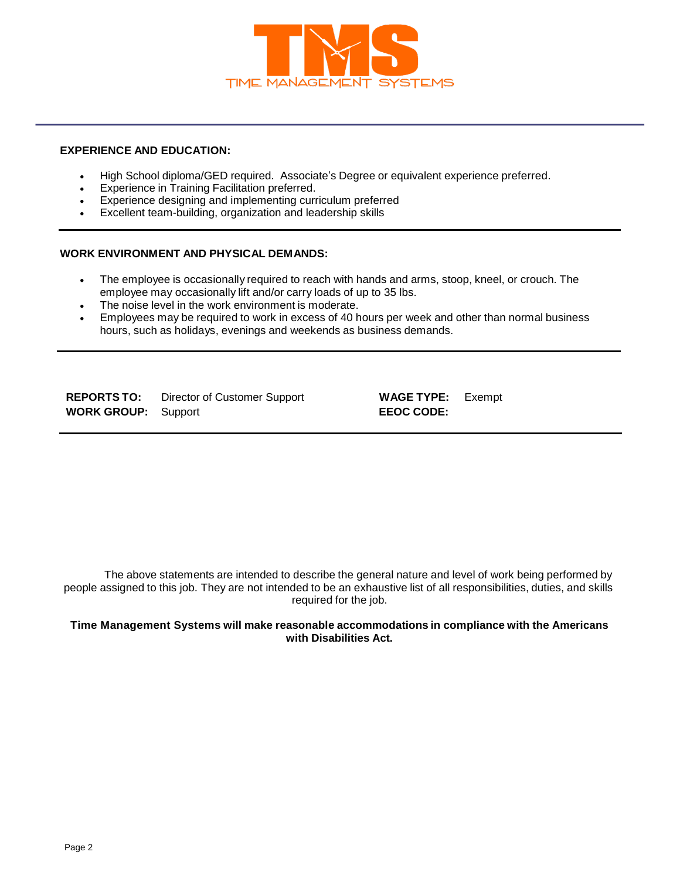**EXPERIENCE AND EDUCATION:**

- High School diploma/GED required. Associate's Degree or equivalent experience preferred.
- Experience in Training Facilitation preferred.
- Experience designing and implementing curriculum preferred
- Excellent team-building, organization and leadership skills

**WORK ENVIRONMENT AND PHYSICAL DEMANDS:**

- The employee is occasionally required to reach with hands and arms, stoop, kneel, or crouch. The employee may occasionally lift and/or carry loads of up to 35 lbs.
- The noise level in the work environment is moderate.
- Employees may be required to work in excess of 40 hours per week and other than normal business hours, such as holidays, evenings and weekends as business demands.

| | | | |
|---|---|---|---|
| **REPORTS TO:** | Director of Customer Support | **WAGE TYPE:** | Exempt |
| **WORK GROUP:** | Support | **EEOC CODE:** | |

The above statements are intended to describe the general nature and level of work being performed by people assigned to this job. They are not intended to be an exhaustive list of all responsibilities, duties, and skills required for the job.

**Time Management Systems will make reasonable accommodations in compliance with the Americans with Disabilities Act.**